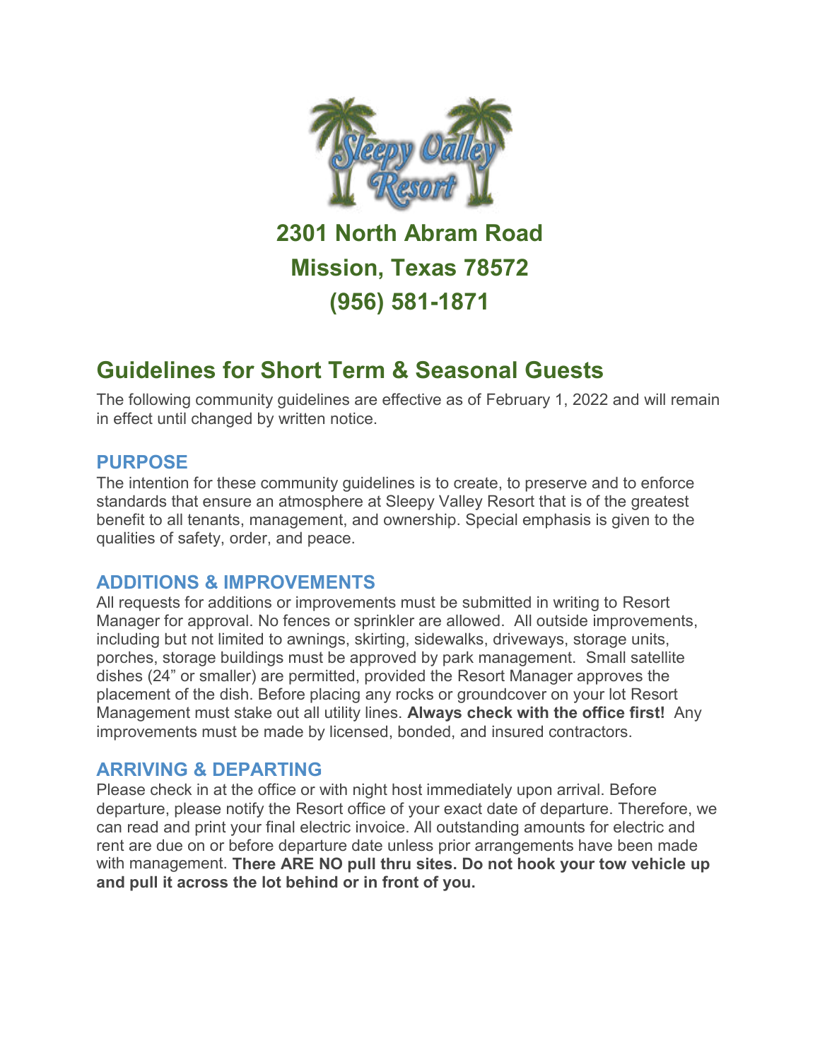# 2301 North Abram Road
# Mission, Texas 78572
# (956) 581-1871

## Guidelines for Short Term & Seasonal Guests

The following community guidelines are effective as of February 1, 2022 and will remain in effect until changed by written notice.

### PURPOSE

The intention for these community guidelines is to create, to preserve and to enforce standards that ensure an atmosphere at Sleepy Valley Resort that is of the greatest benefit to all tenants, management, and ownership. Special emphasis is given to the qualities of safety, order, and peace.

### ADDITIONS & IMPROVEMENTS

All requests for additions or improvements must be submitted in writing to Resort Manager for approval. No fences or sprinkler are allowed. All outside improvements, including but not limited to awnings, skirting, sidewalks, driveways, storage units, porches, storage buildings must be approved by park management. Small satellite dishes (24" or smaller) are permitted, provided the Resort Manager approves the placement of the dish. Before placing any rocks or groundcover on your lot Resort Management must stake out all utility lines. **Always check with the office first!** Any improvements must be made by licensed, bonded, and insured contractors.

### ARRIVING & DEPARTING

Please check in at the office or with night host immediately upon arrival. Before departure, please notify the Resort office of your exact date of departure. Therefore, we can read and print your final electric invoice. All outstanding amounts for electric and rent are due on or before departure date unless prior arrangements have been made with management. **There ARE NO pull thru sites. Do not hook your tow vehicle up and pull it across the lot behind or in front of you.**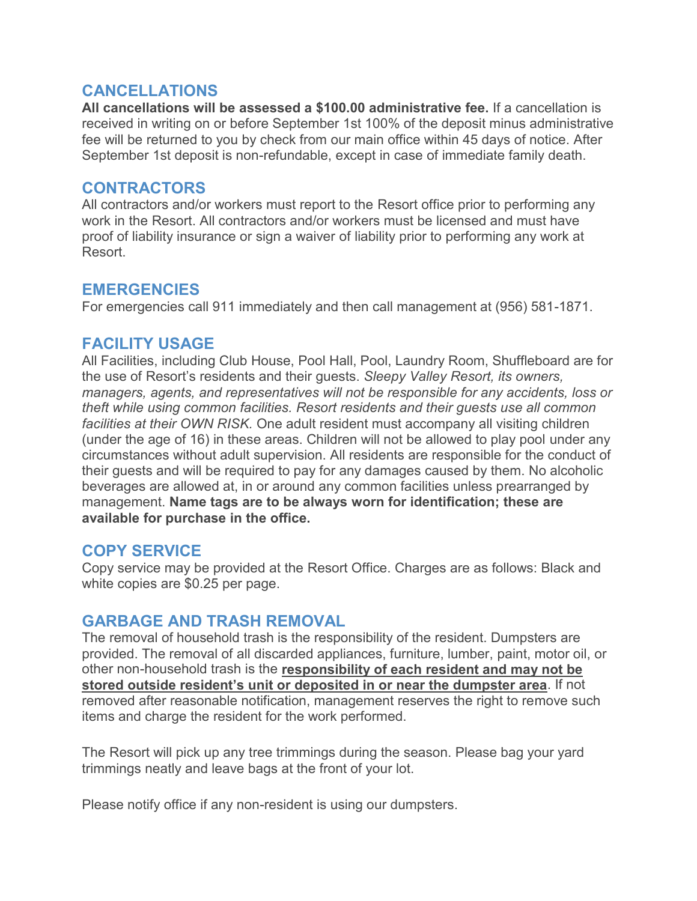## CANCELLATIONS

**All cancellations will be assessed a $100.00 administrative fee.** If a cancellation is received in writing on or before September 1st 100% of the deposit minus administrative fee will be returned to you by check from our main office within 45 days of notice. After September 1st deposit is non-refundable, except in case of immediate family death.

## CONTRACTORS

All contractors and/or workers must report to the Resort office prior to performing any work in the Resort. All contractors and/or workers must be licensed and must have proof of liability insurance or sign a waiver of liability prior to performing any work at Resort.

## EMERGENCIES

For emergencies call 911 immediately and then call management at (956) 581-1871.

## FACILITY USAGE

All Facilities, including Club House, Pool Hall, Pool, Laundry Room, Shuffleboard are for the use of Resort's residents and their guests. *Sleepy Valley Resort, its owners, managers, agents, and representatives will not be responsible for any accidents, loss or theft while using common facilities. Resort residents and their guests use all common facilities at their OWN RISK.* One adult resident must accompany all visiting children (under the age of 16) in these areas. Children will not be allowed to play pool under any circumstances without adult supervision. All residents are responsible for the conduct of their guests and will be required to pay for any damages caused by them. No alcoholic beverages are allowed at, in or around any common facilities unless prearranged by management. **Name tags are to be always worn for identification; these are available for purchase in the office.**

## COPY SERVICE

Copy service may be provided at the Resort Office. Charges are as follows: Black and white copies are $0.25 per page.

## GARBAGE AND TRASH REMOVAL

The removal of household trash is the responsibility of the resident. Dumpsters are provided. The removal of all discarded appliances, furniture, lumber, paint, motor oil, or other non-household trash is the **<u>responsibility of each resident and may not be stored outside resident's unit or deposited in or near the dumpster area</u>**. If not removed after reasonable notification, management reserves the right to remove such items and charge the resident for the work performed.

The Resort will pick up any tree trimmings during the season. Please bag your yard trimmings neatly and leave bags at the front of your lot.

Please notify office if any non-resident is using our dumpsters.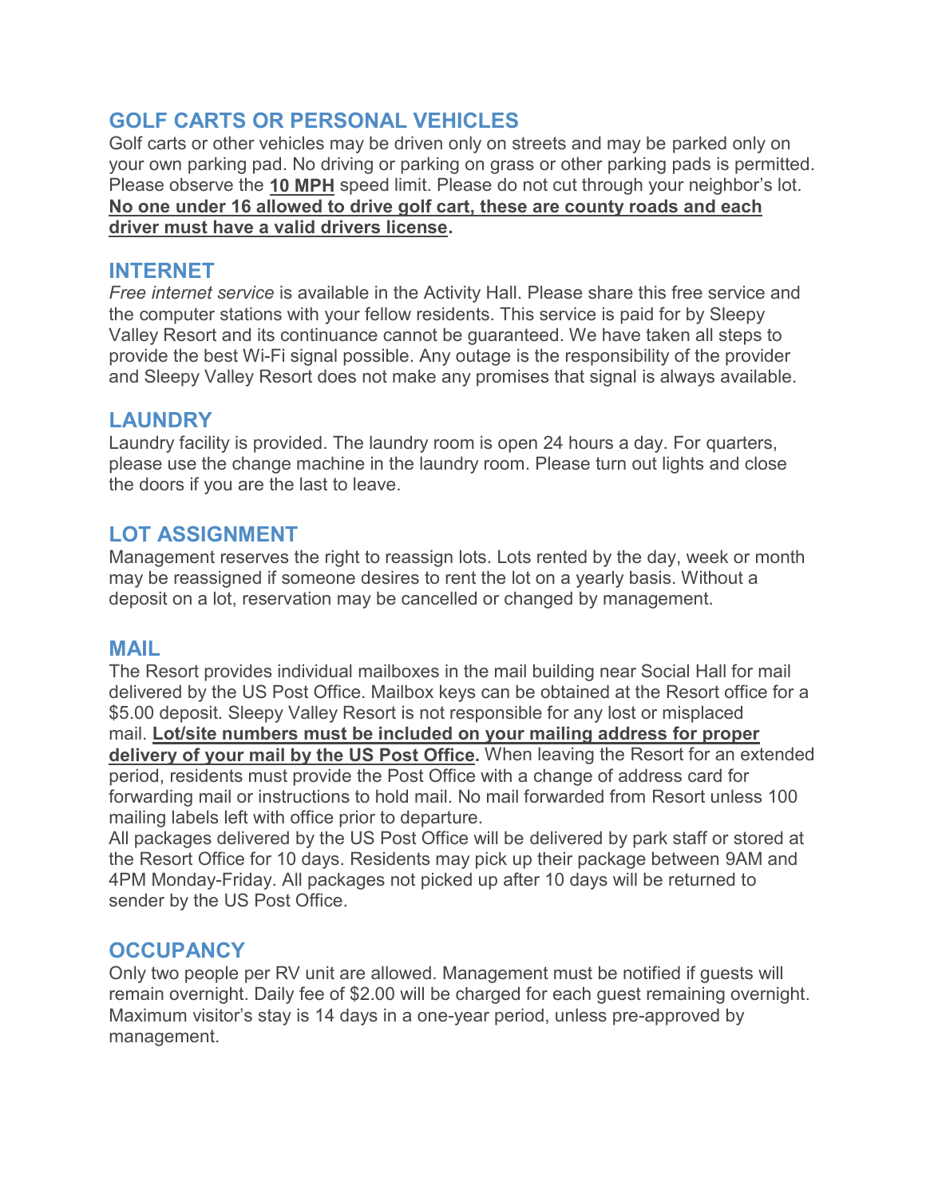## GOLF CARTS OR PERSONAL VEHICLES

Golf carts or other vehicles may be driven only on streets and may be parked only on your own parking pad. No driving or parking on grass or other parking pads is permitted. Please observe the **10 MPH** speed limit. Please do not cut through your neighbor's lot. **No one under 16 allowed to drive golf cart, these are county roads and each driver must have a valid drivers license.**

## INTERNET

*Free internet service* is available in the Activity Hall. Please share this free service and the computer stations with your fellow residents. This service is paid for by Sleepy Valley Resort and its continuance cannot be guaranteed. We have taken all steps to provide the best Wi-Fi signal possible. Any outage is the responsibility of the provider and Sleepy Valley Resort does not make any promises that signal is always available.

## LAUNDRY

Laundry facility is provided. The laundry room is open 24 hours a day. For quarters, please use the change machine in the laundry room. Please turn out lights and close the doors if you are the last to leave.

## LOT ASSIGNMENT

Management reserves the right to reassign lots. Lots rented by the day, week or month may be reassigned if someone desires to rent the lot on a yearly basis. Without a deposit on a lot, reservation may be cancelled or changed by management.

## MAIL

The Resort provides individual mailboxes in the mail building near Social Hall for mail delivered by the US Post Office. Mailbox keys can be obtained at the Resort office for a $5.00 deposit. Sleepy Valley Resort is not responsible for any lost or misplaced mail. **Lot/site numbers must be included on your mailing address for proper delivery of your mail by the US Post Office.** When leaving the Resort for an extended period, residents must provide the Post Office with a change of address card for forwarding mail or instructions to hold mail. No mail forwarded from Resort unless 100 mailing labels left with office prior to departure.

All packages delivered by the US Post Office will be delivered by park staff or stored at the Resort Office for 10 days. Residents may pick up their package between 9AM and 4PM Monday-Friday. All packages not picked up after 10 days will be returned to sender by the US Post Office.

## OCCUPANCY

Only two people per RV unit are allowed. Management must be notified if guests will remain overnight. Daily fee of $2.00 will be charged for each guest remaining overnight. Maximum visitor's stay is 14 days in a one-year period, unless pre-approved by management.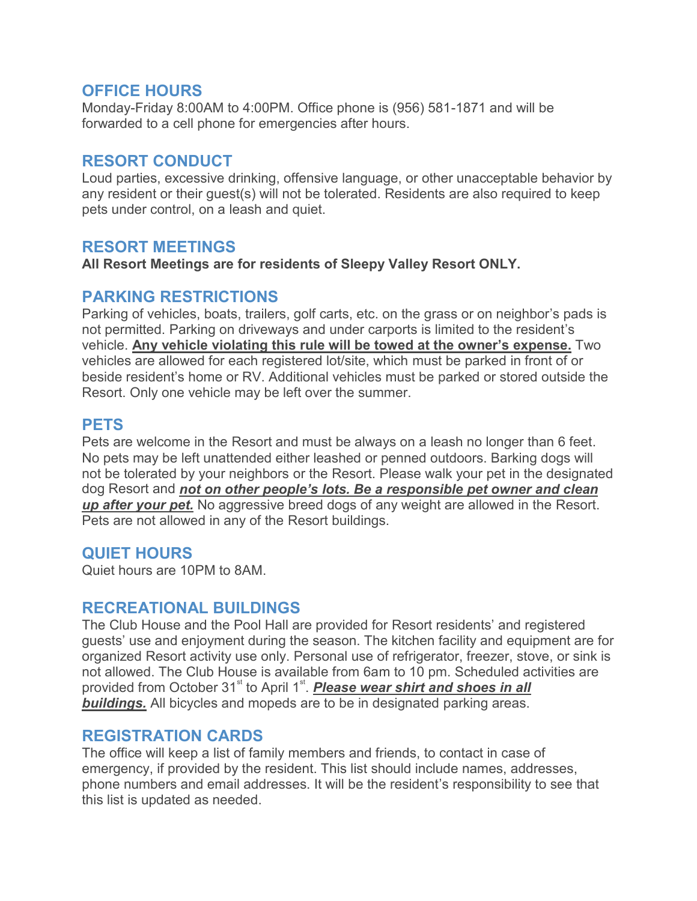## OFFICE HOURS

Monday-Friday 8:00AM to 4:00PM. Office phone is (956) 581-1871 and will be forwarded to a cell phone for emergencies after hours.

## RESORT CONDUCT

Loud parties, excessive drinking, offensive language, or other unacceptable behavior by any resident or their guest(s) will not be tolerated. Residents are also required to keep pets under control, on a leash and quiet.

## RESORT MEETINGS

**All Resort Meetings are for residents of Sleepy Valley Resort ONLY.**

## PARKING RESTRICTIONS

Parking of vehicles, boats, trailers, golf carts, etc. on the grass or on neighbor's pads is not permitted. Parking on driveways and under carports is limited to the resident's vehicle. **Any vehicle violating this rule will be towed at the owner's expense.** Two vehicles are allowed for each registered lot/site, which must be parked in front of or beside resident's home or RV. Additional vehicles must be parked or stored outside the Resort. Only one vehicle may be left over the summer.

## PETS

Pets are welcome in the Resort and must be always on a leash no longer than 6 feet. No pets may be left unattended either leashed or penned outdoors. Barking dogs will not be tolerated by your neighbors or the Resort. Please walk your pet in the designated dog Resort and ***not on other people's lots. Be a responsible pet owner and clean up after your pet.*** No aggressive breed dogs of any weight are allowed in the Resort. Pets are not allowed in any of the Resort buildings.

## QUIET HOURS

Quiet hours are 10PM to 8AM.

## RECREATIONAL BUILDINGS

The Club House and the Pool Hall are provided for Resort residents' and registered guests' use and enjoyment during the season. The kitchen facility and equipment are for organized Resort activity use only. Personal use of refrigerator, freezer, stove, or sink is not allowed. The Club House is available from 6am to 10 pm. Scheduled activities are provided from October 31st to April 1st. ***Please wear shirt and shoes in all buildings.*** All bicycles and mopeds are to be in designated parking areas.

## REGISTRATION CARDS

The office will keep a list of family members and friends, to contact in case of emergency, if provided by the resident. This list should include names, addresses, phone numbers and email addresses. It will be the resident's responsibility to see that this list is updated as needed.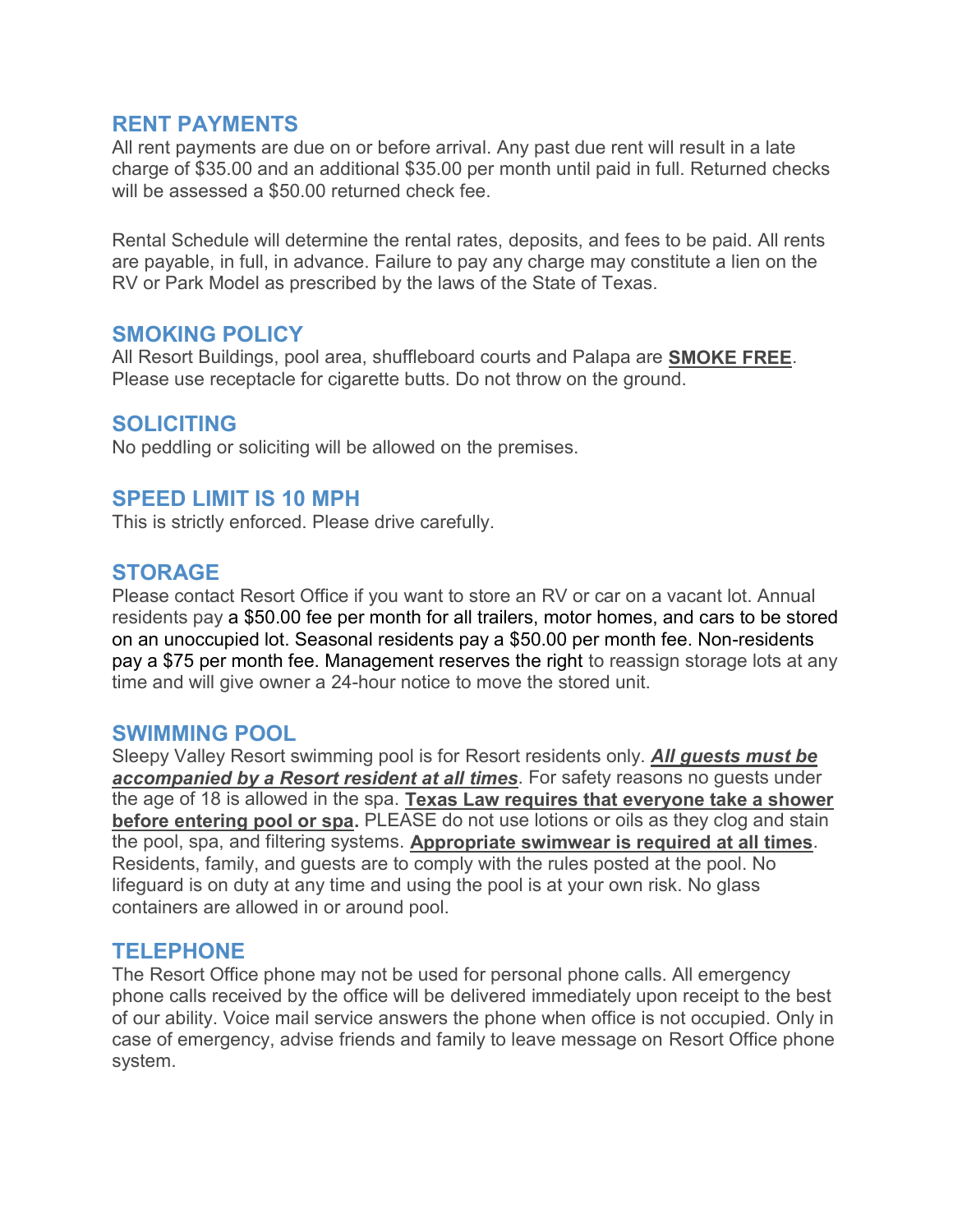## RENT PAYMENTS

All rent payments are due on or before arrival. Any past due rent will result in a late charge of $35.00 and an additional $35.00 per month until paid in full. Returned checks will be assessed a $50.00 returned check fee.

Rental Schedule will determine the rental rates, deposits, and fees to be paid. All rents are payable, in full, in advance. Failure to pay any charge may constitute a lien on the RV or Park Model as prescribed by the laws of the State of Texas.

## SMOKING POLICY

All Resort Buildings, pool area, shuffleboard courts and Palapa are **SMOKE FREE**. Please use receptacle for cigarette butts. Do not throw on the ground.

## SOLICITING

No peddling or soliciting will be allowed on the premises.

## SPEED LIMIT IS 10 MPH

This is strictly enforced. Please drive carefully.

## STORAGE

Please contact Resort Office if you want to store an RV or car on a vacant lot. Annual residents pay a $50.00 fee per month for all trailers, motor homes, and cars to be stored on an unoccupied lot. Seasonal residents pay a $50.00 per month fee. Non-residents pay a $75 per month fee. Management reserves the right to reassign storage lots at any time and will give owner a 24-hour notice to move the stored unit.

## SWIMMING POOL

Sleepy Valley Resort swimming pool is for Resort residents only. ***All guests must be accompanied by a Resort resident at all times***. For safety reasons no guests under the age of 18 is allowed in the spa. **Texas Law requires that everyone take a shower before entering pool or spa.** PLEASE do not use lotions or oils as they clog and stain the pool, spa, and filtering systems. **Appropriate swimwear is required at all times**. Residents, family, and guests are to comply with the rules posted at the pool. No lifeguard is on duty at any time and using the pool is at your own risk. No glass containers are allowed in or around pool.

## TELEPHONE

The Resort Office phone may not be used for personal phone calls. All emergency phone calls received by the office will be delivered immediately upon receipt to the best of our ability. Voice mail service answers the phone when office is not occupied. Only in case of emergency, advise friends and family to leave message on Resort Office phone system.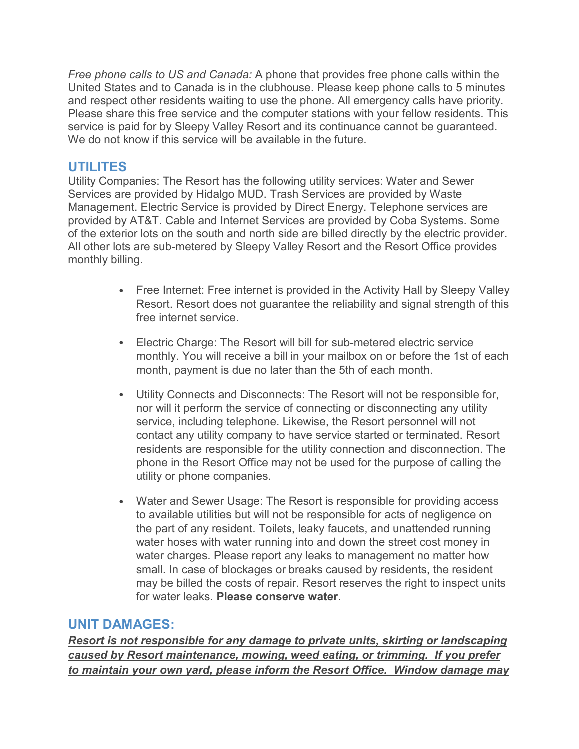*Free phone calls to US and Canada:* A phone that provides free phone calls within the United States and to Canada is in the clubhouse. Please keep phone calls to 5 minutes and respect other residents waiting to use the phone. All emergency calls have priority. Please share this free service and the computer stations with your fellow residents. This service is paid for by Sleepy Valley Resort and its continuance cannot be guaranteed. We do not know if this service will be available in the future.

## UTILITES

Utility Companies: The Resort has the following utility services: Water and Sewer Services are provided by Hidalgo MUD. Trash Services are provided by Waste Management. Electric Service is provided by Direct Energy. Telephone services are provided by AT&T. Cable and Internet Services are provided by Coba Systems. Some of the exterior lots on the south and north side are billed directly by the electric provider. All other lots are sub-metered by Sleepy Valley Resort and the Resort Office provides monthly billing.

- Free Internet: Free internet is provided in the Activity Hall by Sleepy Valley Resort. Resort does not guarantee the reliability and signal strength of this free internet service.
- Electric Charge: The Resort will bill for sub-metered electric service monthly. You will receive a bill in your mailbox on or before the 1st of each month, payment is due no later than the 5th of each month.
- Utility Connects and Disconnects: The Resort will not be responsible for, nor will it perform the service of connecting or disconnecting any utility service, including telephone. Likewise, the Resort personnel will not contact any utility company to have service started or terminated. Resort residents are responsible for the utility connection and disconnection. The phone in the Resort Office may not be used for the purpose of calling the utility or phone companies.
- Water and Sewer Usage: The Resort is responsible for providing access to available utilities but will not be responsible for acts of negligence on the part of any resident. Toilets, leaky faucets, and unattended running water hoses with water running into and down the street cost money in water charges. Please report any leaks to management no matter how small. In case of blockages or breaks caused by residents, the resident may be billed the costs of repair. Resort reserves the right to inspect units for water leaks. **Please conserve water**.

## UNIT DAMAGES:

***Resort is not responsible for any damage to private units, skirting or landscaping caused by Resort maintenance, mowing, weed eating, or trimming. If you prefer to maintain your own yard, please inform the Resort Office. Window damage may***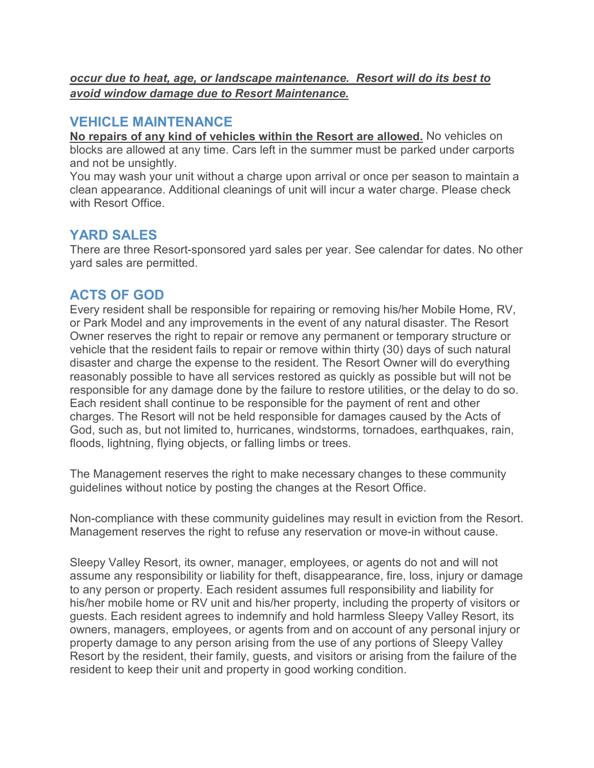***<u>occur due to heat, age, or landscape maintenance. Resort will do its best to avoid window damage due to Resort Maintenance.</u>***

## VEHICLE MAINTENANCE

**<u>No repairs of any kind of vehicles within the Resort are allowed.</u>** No vehicles on blocks are allowed at any time. Cars left in the summer must be parked under carports and not be unsightly.

You may wash your unit without a charge upon arrival or once per season to maintain a clean appearance. Additional cleanings of unit will incur a water charge. Please check with Resort Office.

## YARD SALES

There are three Resort-sponsored yard sales per year. See calendar for dates. No other yard sales are permitted.

## ACTS OF GOD

Every resident shall be responsible for repairing or removing his/her Mobile Home, RV, or Park Model and any improvements in the event of any natural disaster. The Resort Owner reserves the right to repair or remove any permanent or temporary structure or vehicle that the resident fails to repair or remove within thirty (30) days of such natural disaster and charge the expense to the resident. The Resort Owner will do everything reasonably possible to have all services restored as quickly as possible but will not be responsible for any damage done by the failure to restore utilities, or the delay to do so. Each resident shall continue to be responsible for the payment of rent and other charges. The Resort will not be held responsible for damages caused by the Acts of God, such as, but not limited to, hurricanes, windstorms, tornadoes, earthquakes, rain, floods, lightning, flying objects, or falling limbs or trees.

The Management reserves the right to make necessary changes to these community guidelines without notice by posting the changes at the Resort Office.

Non-compliance with these community guidelines may result in eviction from the Resort. Management reserves the right to refuse any reservation or move-in without cause.

Sleepy Valley Resort, its owner, manager, employees, or agents do not and will not assume any responsibility or liability for theft, disappearance, fire, loss, injury or damage to any person or property. Each resident assumes full responsibility and liability for his/her mobile home or RV unit and his/her property, including the property of visitors or guests. Each resident agrees to indemnify and hold harmless Sleepy Valley Resort, its owners, managers, employees, or agents from and on account of any personal injury or property damage to any person arising from the use of any portions of Sleepy Valley Resort by the resident, their family, guests, and visitors or arising from the failure of the resident to keep their unit and property in good working condition.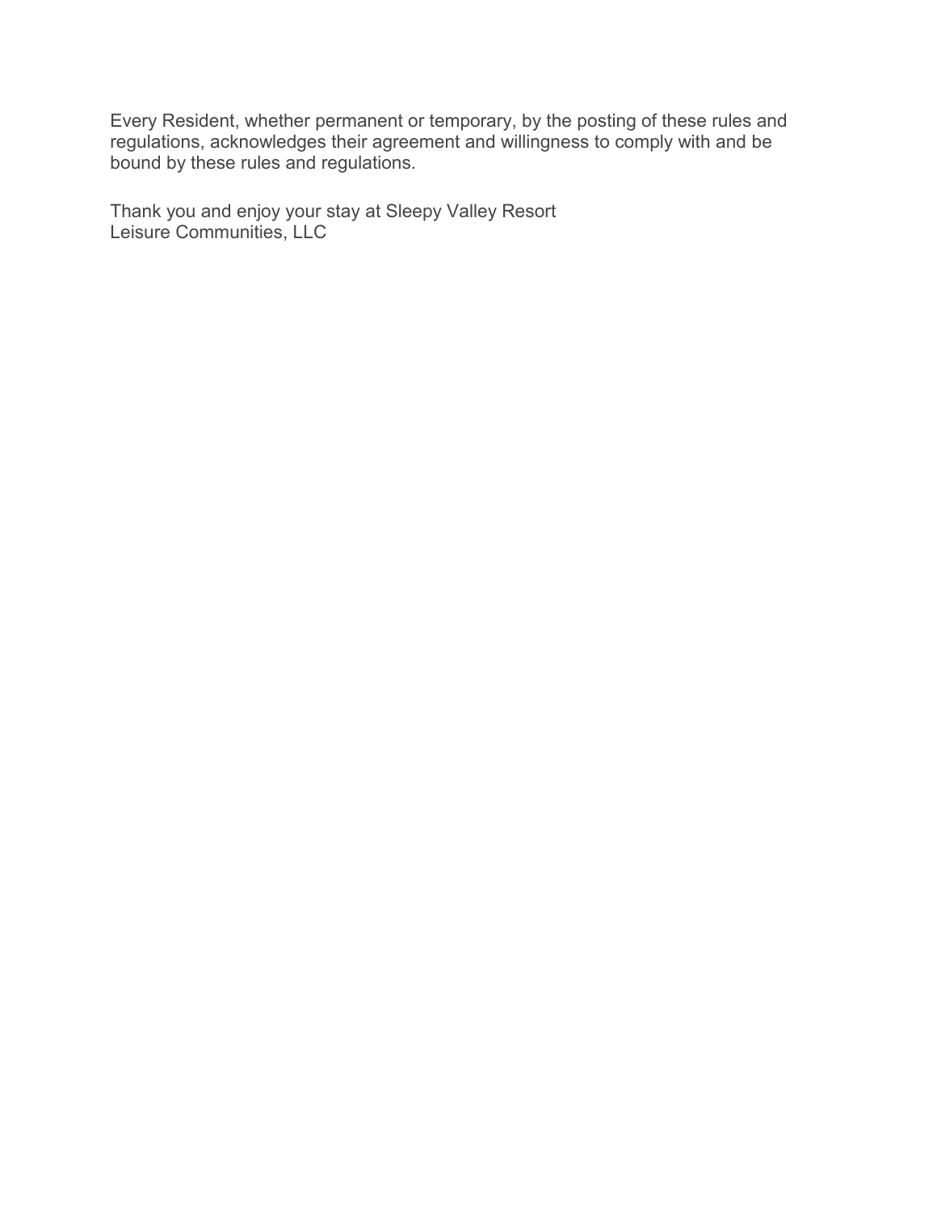Every Resident, whether permanent or temporary, by the posting of these rules and regulations, acknowledges their agreement and willingness to comply with and be bound by these rules and regulations.

Thank you and enjoy your stay at Sleepy Valley Resort
Leisure Communities, LLC